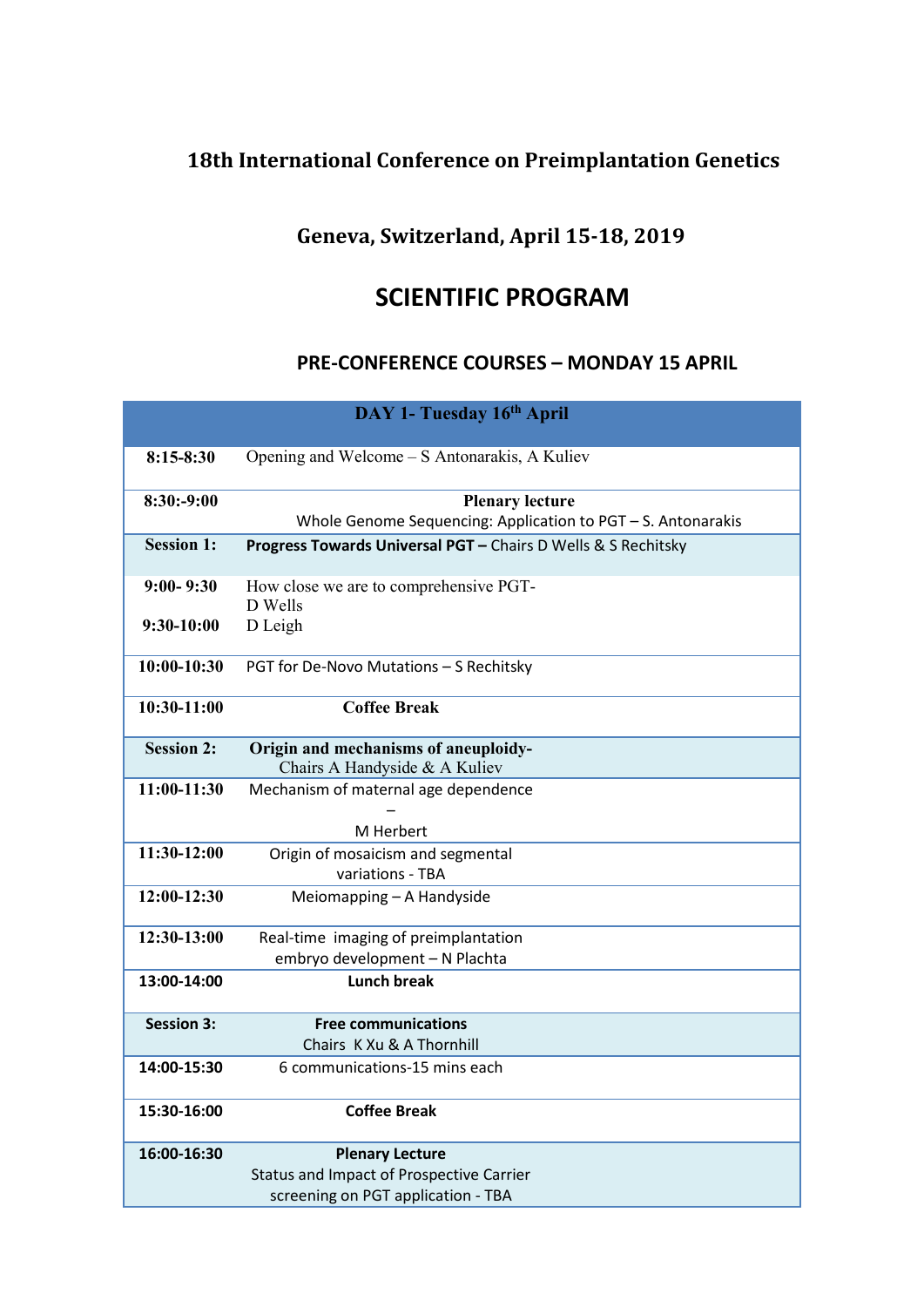# 18th International Conference on Preimplantation Genetics

## Geneva, Switzerland, April 15-18, 2019

# SCIENTIFIC PROGRAM

## PRE-CONFERENCE COURSES – MONDAY 15 APRIL

| DAY 1- Tuesday 16th April | |
|---|---|
| **8:15-8:30** | Opening and Welcome – S Antonarakis, A Kuliev |
| **8:30:-9:00** | **Plenary lecture**<br>Whole Genome Sequencing: Application to PGT – S. Antonarakis |
| **Session 1:** | **Progress Towards Universal PGT –** Chairs D Wells & S Rechitsky |
| **9:00- 9:30**<br>**9:30-10:00** | How close we are to comprehensive PGT-<br>D Wells<br>D Leigh |
| **10:00-10:30** | PGT for De-Novo Mutations – S Rechitsky |
| **10:30-11:00** | **Coffee Break** |
| **Session 2:** | **Origin and mechanisms of aneuploidy-**<br>Chairs A Handyside & A Kuliev |
| **11:00-11:30** | Mechanism of maternal age dependence<br>–<br>M Herbert |
| **11:30-12:00** | Origin of mosaicism and segmental variations - TBA |
| **12:00-12:30** | Meiomapping – A Handyside |
| **12:30-13:00** | Real-time imaging of preimplantation embryo development – N Plachta |
| **13:00-14:00** | **Lunch break** |
| **Session 3:** | **Free communications**<br>Chairs K Xu & A Thornhill |
| **14:00-15:30** | 6 communications-15 mins each |
| **15:30-16:00** | **Coffee Break** |
| **16:00-16:30** | **Plenary Lecture**<br>Status and Impact of Prospective Carrier screening on PGT application - TBA |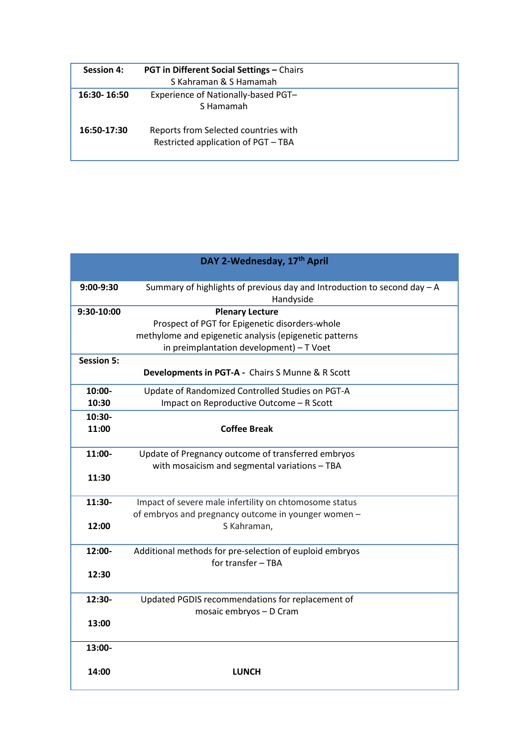| Session 4: | **PGT in Different Social Settings –** Chairs S Kahraman & S Hamamah |
|---|---|
| **16:30- 16:50** | Experience of Nationally-based PGT– S Hamamah |
| **16:50-17:30** | Reports from Selected countries with Restricted application of PGT – TBA |

| **DAY 2-Wednesday, 17th April** | |
|---|---|
| **9:00-9:30** | Summary of highlights of previous day and Introduction to second day – A Handyside |
| **9:30-10:00** | **Plenary Lecture** Prospect of PGT for Epigenetic disorders-whole methylome and epigenetic analysis (epigenetic patterns in preimplantation development) – T Voet |
| **Session 5:** | **Developments in PGT-A -** Chairs S Munne & R Scott |
| **10:00- 10:30** | Update of Randomized Controlled Studies on PGT-A Impact on Reproductive Outcome – R Scott |
| **10:30- 11:00** | **Coffee Break** |
| **11:00- 11:30** | Update of Pregnancy outcome of transferred embryos with mosaicism and segmental variations – TBA |
| **11:30- 12:00** | Impact of severe male infertility on chtomosome status of embryos and pregnancy outcome in younger women – S Kahraman, |
| **12:00- 12:30** | Additional methods for pre-selection of euploid embryos for transfer – TBA |
| **12:30- 13:00** | Updated PGDIS recommendations for replacement of mosaic embryos – D Cram |
| **13:00- 14:00** | **LUNCH** |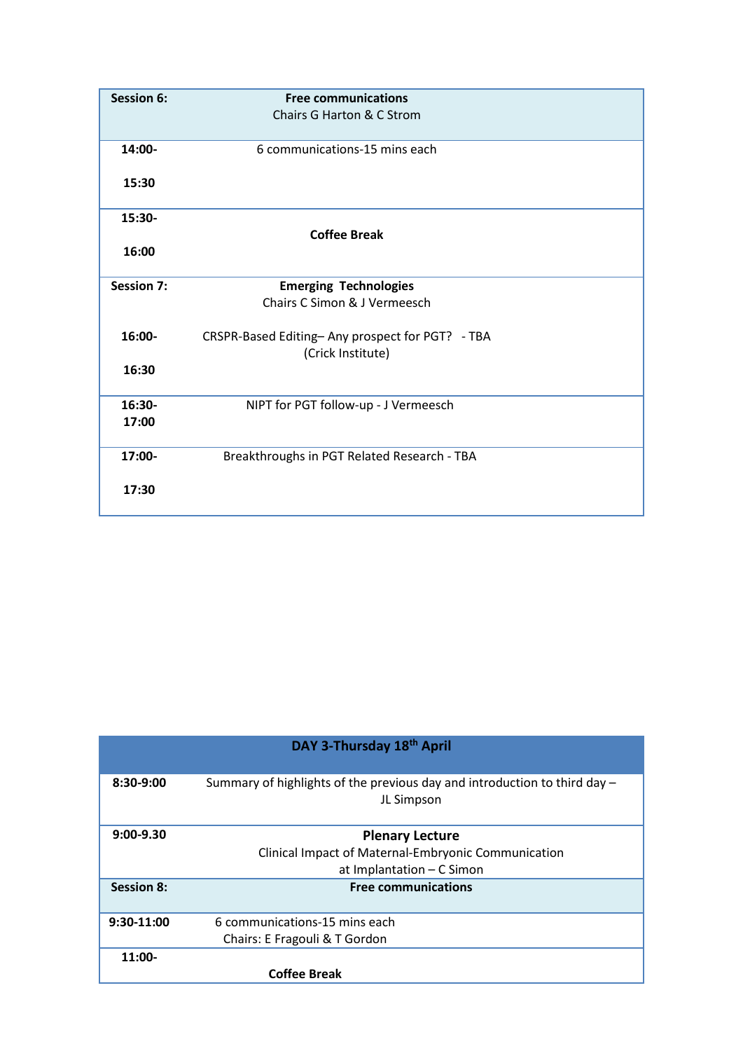| Session 6: | **Free communications**<br>Chairs G Harton & C Strom |
|---|---|
| **14:00-<br>15:30** | 6 communications-15 mins each |
| **15:30-<br>16:00** | **Coffee Break** |
| **Session 7:** | **Emerging Technologies**<br>Chairs C Simon & J Vermeesch |
| **16:00-<br>16:30** | CRSPR-Based Editing– Any prospect for PGT? - TBA (Crick Institute) |
| **16:30-<br>17:00** | NIPT for PGT follow-up - J Vermeesch |
| **17:00-<br>17:30** | Breakthroughs in PGT Related Research - TBA |

| **DAY 3-Thursday 18th April** | |
|---|---|
| **8:30-9:00** | Summary of highlights of the previous day and introduction to third day – JL Simpson |
| **9:00-9.30** | **Plenary Lecture**<br>Clinical Impact of Maternal-Embryonic Communication at Implantation – C Simon |
| **Session 8:** | **Free communications** |
| **9:30-11:00** | 6 communications-15 mins each<br>Chairs: E Fragouli & T Gordon |
| **11:00-** | **Coffee Break** |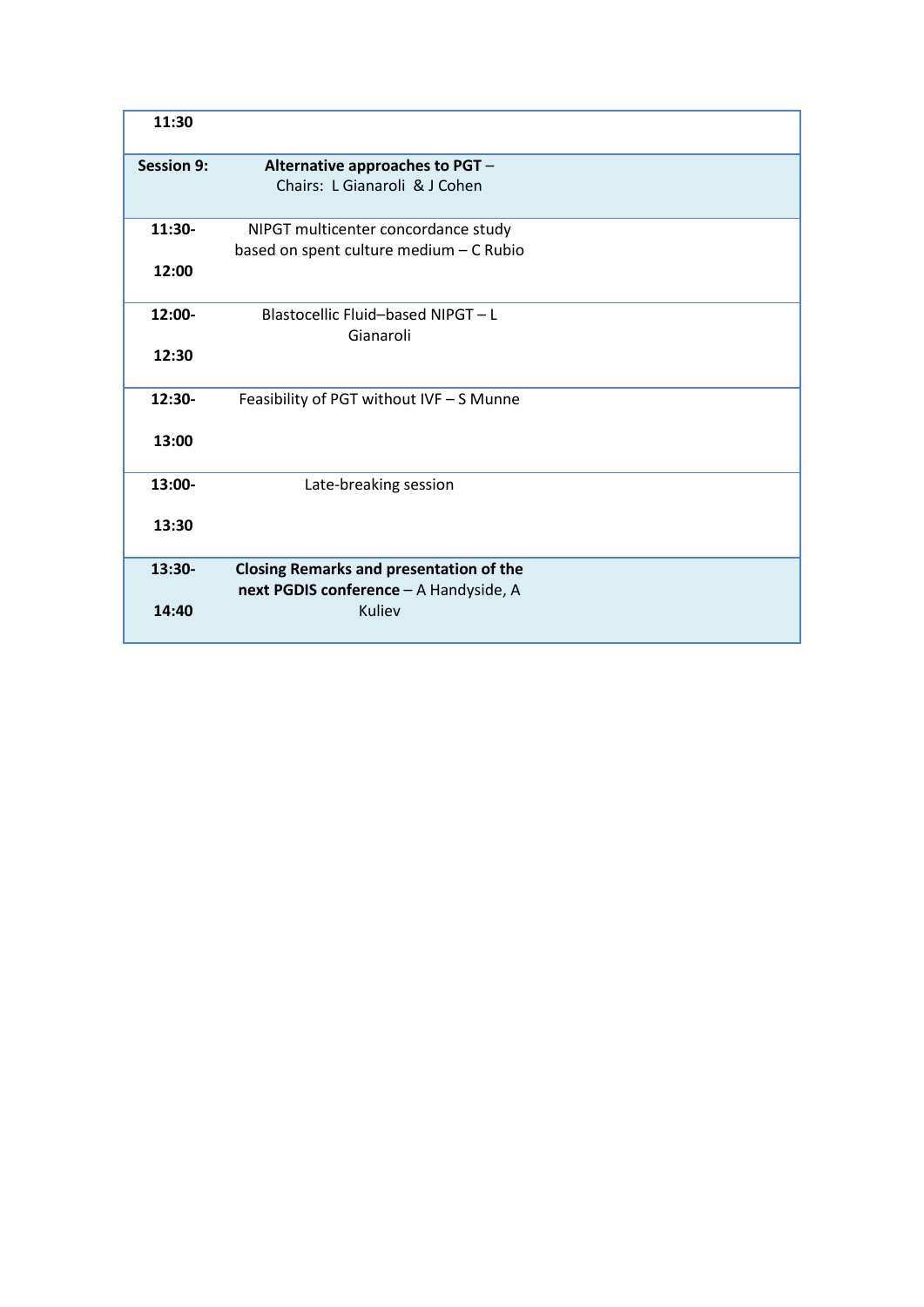| | |
|---|---|
| **11:30** | |
| **Session 9:** | **Alternative approaches to PGT** – Chairs: L Gianaroli & J Cohen |
| **11:30-12:00** | NIPGT multicenter concordance study based on spent culture medium – C Rubio |
| **12:00-12:30** | Blastocellic Fluid–based NIPGT – L Gianaroli |
| **12:30-13:00** | Feasibility of PGT without IVF – S Munne |
| **13:00-13:30** | Late-breaking session |
| **13:30-14:40** | **Closing Remarks and presentation of the next PGDIS conference** – A Handyside, A Kuliev |